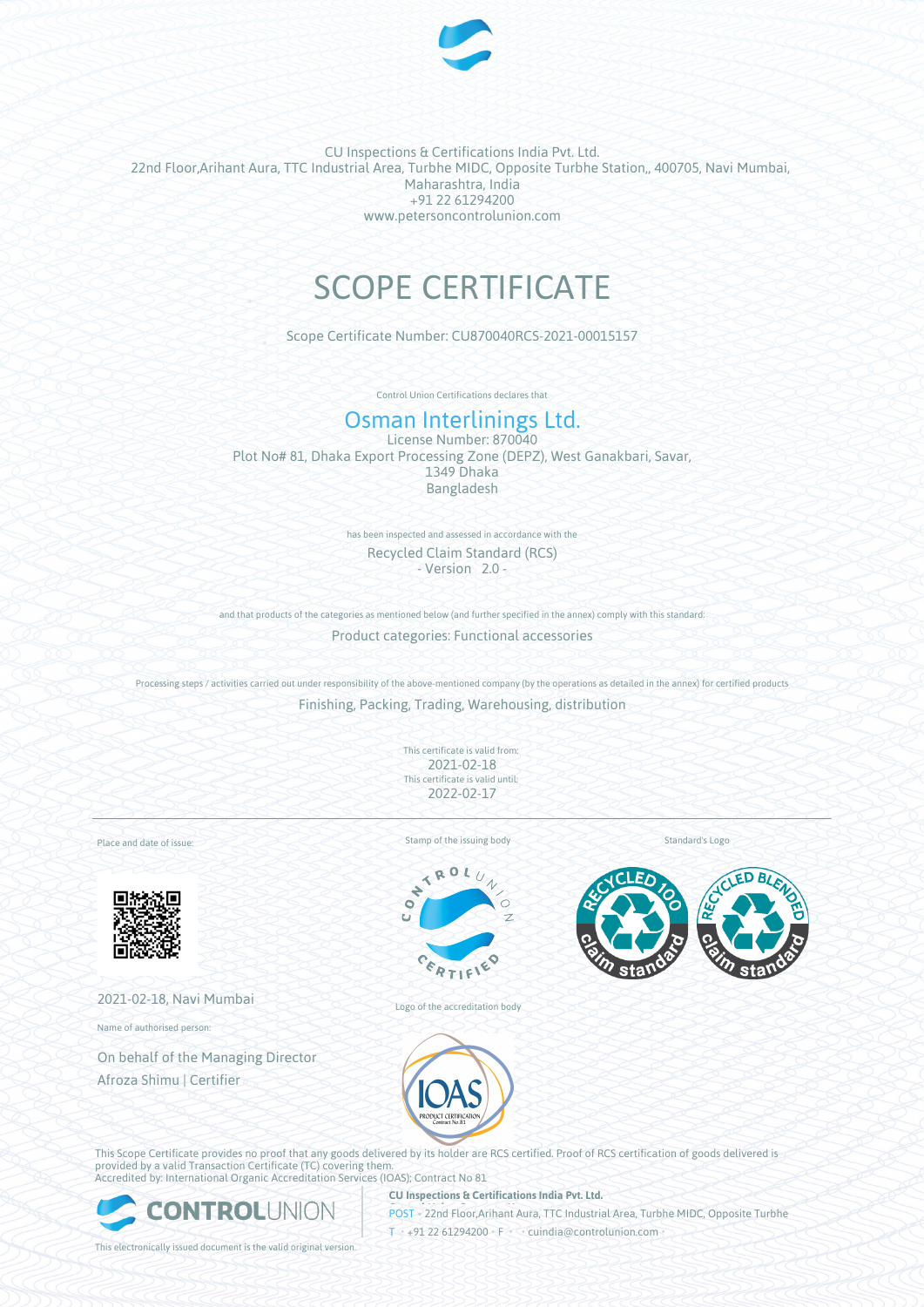CU Inspections & Certifications India Pvt. Ltd.
22nd Floor,Arihant Aura, TTC Industrial Area, Turbhe MIDC, Opposite Turbhe Station,, 400705, Navi Mumbai, Maharashtra, India
+91 22 61294200
www.petersoncontrolunion.com

# SCOPE CERTIFICATE

Scope Certificate Number: CU870040RCS-2021-00015157

Control Union Certifications declares that

## Osman Interlinings Ltd.

License Number: 870040
Plot No# 81, Dhaka Export Processing Zone (DEPZ), West Ganakbari, Savar,
1349 Dhaka
Bangladesh

has been inspected and assessed in accordance with the

Recycled Claim Standard (RCS)
- Version 2.0 -

and that products of the categories as mentioned below (and further specified in the annex) comply with this standard:

Product categories: Functional accessories

Processing steps / activities carried out under responsibility of the above-mentioned company (by the operations as detailed in the annex) for certified products

Finishing, Packing, Trading, Warehousing, distribution

This certificate is valid from:
2021-02-18
This certificate is valid until:
2022-02-17

Place and date of issue:

2021-02-18, Navi Mumbai

Name of authorised person:

On behalf of the Managing Director
Afroza Shimu | Certifier

Stamp of the issuing body

Logo of the accreditation body

Standard's Logo

This Scope Certificate provides no proof that any goods delivered by its holder are RCS certified. Proof of RCS certification of goods delivered is provided by a valid Transaction Certificate (TC) covering them.
Accredited by: International Organic Accreditation Services (IOAS); Contract No 81

**CU Inspections & Certifications India Pvt. Ltd.**
POST • 22nd Floor,Arihant Aura, TTC Industrial Area, Turbhe MIDC, Opposite Turbhe
T • +91 22 61294200 • F • • cuindia@controlunion.com •

This electronically issued document is the valid original version.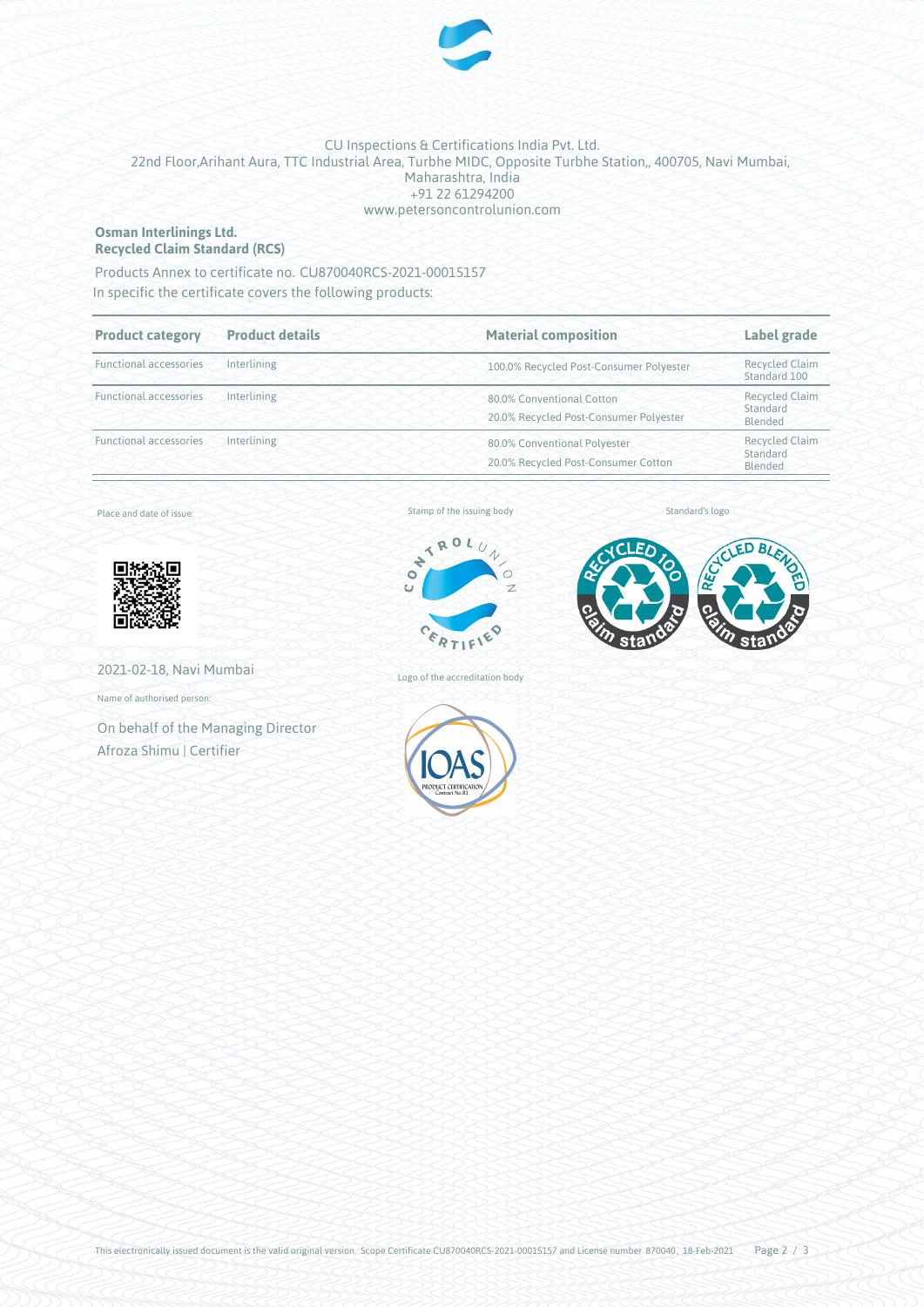CU Inspections & Certifications India Pvt. Ltd.
22nd Floor,Arihant Aura, TTC Industrial Area, Turbhe MIDC, Opposite Turbhe Station,, 400705, Navi Mumbai, Maharashtra, India
+91 22 61294200
www.petersoncontrolunion.com

**Osman Interlinings Ltd.**
**Recycled Claim Standard (RCS)**

Products Annex to certificate no. CU870040RCS-2021-00015157
In specific the certificate covers the following products:

| Product category | Product details | Material composition | Label grade |
|---|---|---|---|
| Functional accessories | Interlining | 100.0% Recycled Post-Consumer Polyester | Recycled Claim Standard 100 |
| Functional accessories | Interlining | 80.0% Conventional Cotton<br>20.0% Recycled Post-Consumer Polyester | Recycled Claim Standard Blended |
| Functional accessories | Interlining | 80.0% Conventional Polyester<br>20.0% Recycled Post-Consumer Cotton | Recycled Claim Standard Blended |

Place and date of issue:

2021-02-18, Navi Mumbai

Name of authorised person:

On behalf of the Managing Director
Afroza Shimu | Certifier

Stamp of the issuing body

Logo of the accreditation body

Standard's logo

This electronically issued document is the valid original version. Scope Certificate CU870040RCS-2021-00015157 and License number 870040, 18-Feb-2021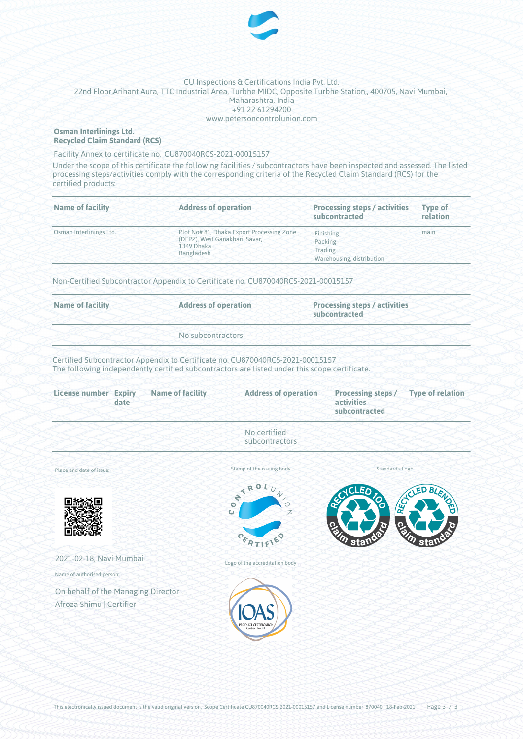CU Inspections & Certifications India Pvt. Ltd.
22nd Floor,Arihant Aura, TTC Industrial Area, Turbhe MIDC, Opposite Turbhe Station,, 400705, Navi Mumbai, Maharashtra, India
+91 22 61294200
www.petersoncontrolunion.com

**Osman Interlinings Ltd.**
**Recycled Claim Standard (RCS)**

Facility Annex to certificate no. CU870040RCS-2021-00015157

Under the scope of this certificate the following facilities / subcontractors have been inspected and assessed. The listed processing steps/activities comply with the corresponding criteria of the Recycled Claim Standard (RCS) for the certified products:

| Name of facility | Address of operation | Processing steps / activities subcontracted | Type of relation |
|---|---|---|---|
| Osman Interlinings Ltd. | Plot No# 81, Dhaka Export Processing Zone (DEPZ), West Ganakbari, Savar, 1349 Dhaka Bangladesh | Finishing<br>Packing<br>Trading<br>Warehousing, distribution | main |

Non-Certified Subcontractor Appendix to Certificate no. CU870040RCS-2021-00015157

| Name of facility | Address of operation | Processing steps / activities subcontracted |
|---|---|---|
| | No subcontractors | |

Certified Subcontractor Appendix to Certificate no. CU870040RCS-2021-00015157
The following independently certified subcontractors are listed under this scope certificate.

| License number | Expiry date | Name of facility | Address of operation | Processing steps / activities subcontracted | Type of relation |
|---|---|---|---|---|---|
| | | | No certified subcontractors | | |

Place and date of issue:

2021-02-18, Navi Mumbai

Name of authorised person:

On behalf of the Managing Director
Afroza Shimu | Certifier

Stamp of the issuing body

Logo of the accreditation body

Standard's Logo

This electronically issued document is the valid original version. Scope Certificate CU870040RCS-2021-00015157 and License number 870040 , 18-Feb-2021